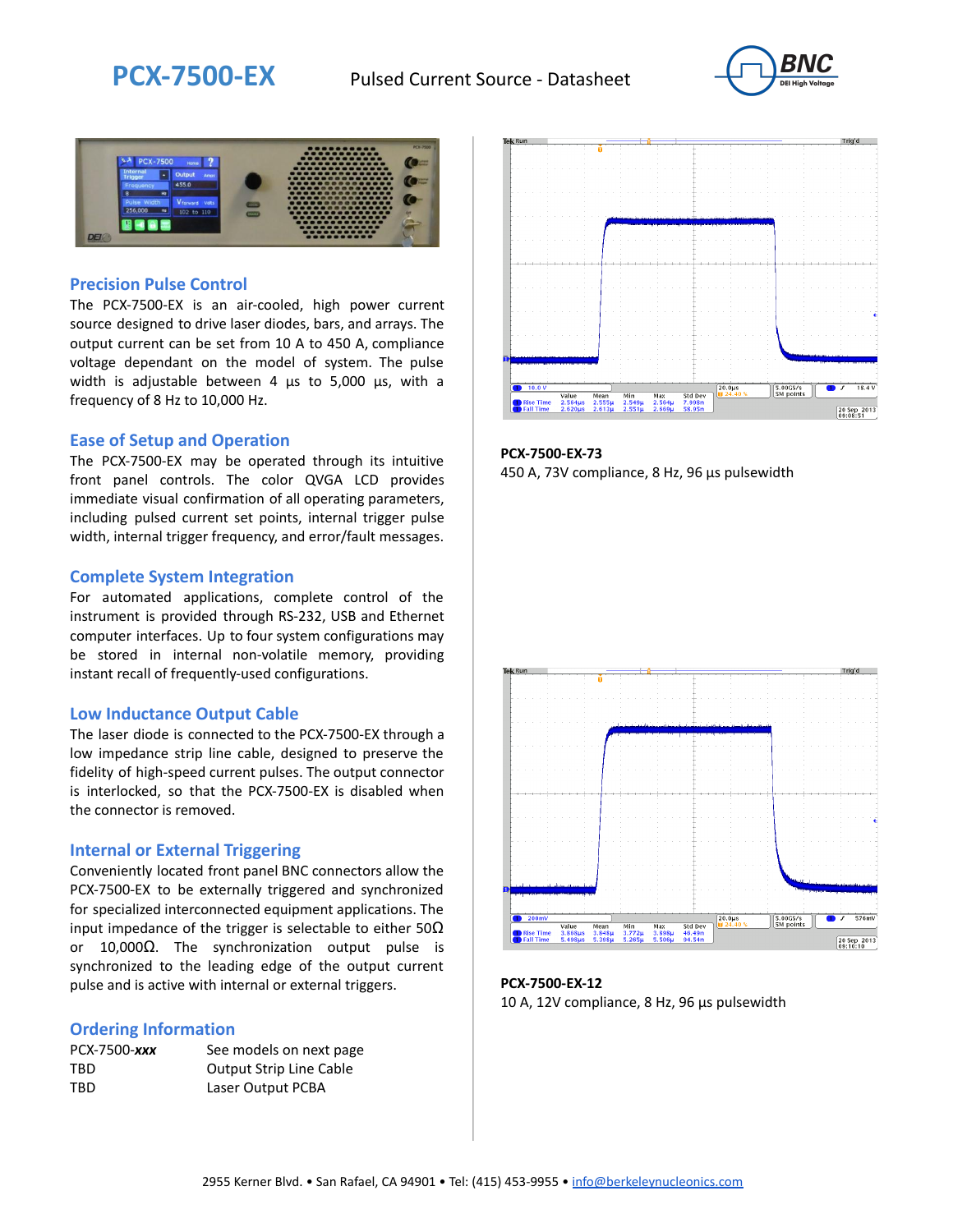# PCX-7500-EX

Pulsed Current Source - Datasheet

## Precision Pulse Control

The PCX-7500-EX is an air-cooled, high power current source designed to drive laser diodes, bars, and arrays. The output current can be set from 10 A to 450 A, compliance voltage dependant on the model of system. The pulse width is adjustable between 4 µs to 5,000 µs, with a frequency of 8 Hz to 10,000 Hz.

## Ease of Setup and Operation

The PCX-7500-EX may be operated through its intuitive front panel controls. The color QVGA LCD provides immediate visual confirmation of all operating parameters, including pulsed current set points, internal trigger pulse width, internal trigger frequency, and error/fault messages.

## Complete System Integration

For automated applications, complete control of the instrument is provided through RS-232, USB and Ethernet computer interfaces. Up to four system configurations may be stored in internal non-volatile memory, providing instant recall of frequently-used configurations.

## Low Inductance Output Cable

The laser diode is connected to the PCX-7500-EX through a low impedance strip line cable, designed to preserve the fidelity of high-speed current pulses. The output connector is interlocked, so that the PCX-7500-EX is disabled when the connector is removed.

## Internal or External Triggering

Conveniently located front panel BNC connectors allow the PCX-7500-EX to be externally triggered and synchronized for specialized interconnected equipment applications. The input impedance of the trigger is selectable to either 50Ω or 10,000Ω. The synchronization output pulse is synchronized to the leading edge of the output current pulse and is active with internal or external triggers.

## Ordering Information

| | |
|---|---|
| PCX-7500-***xxx*** | See models on next page |
| TBD | Output Strip Line Cable |
| TBD | Laser Output PCBA |

**PCX-7500-EX-73**

450 A, 73V compliance, 8 Hz, 96 µs pulsewidth

**PCX-7500-EX-12**

10 A, 12V compliance, 8 Hz, 96 µs pulsewidth

2955 Kerner Blvd. • San Rafael, CA 94901 • Tel: (415) 453-9955 • info@berkeleynucleonics.com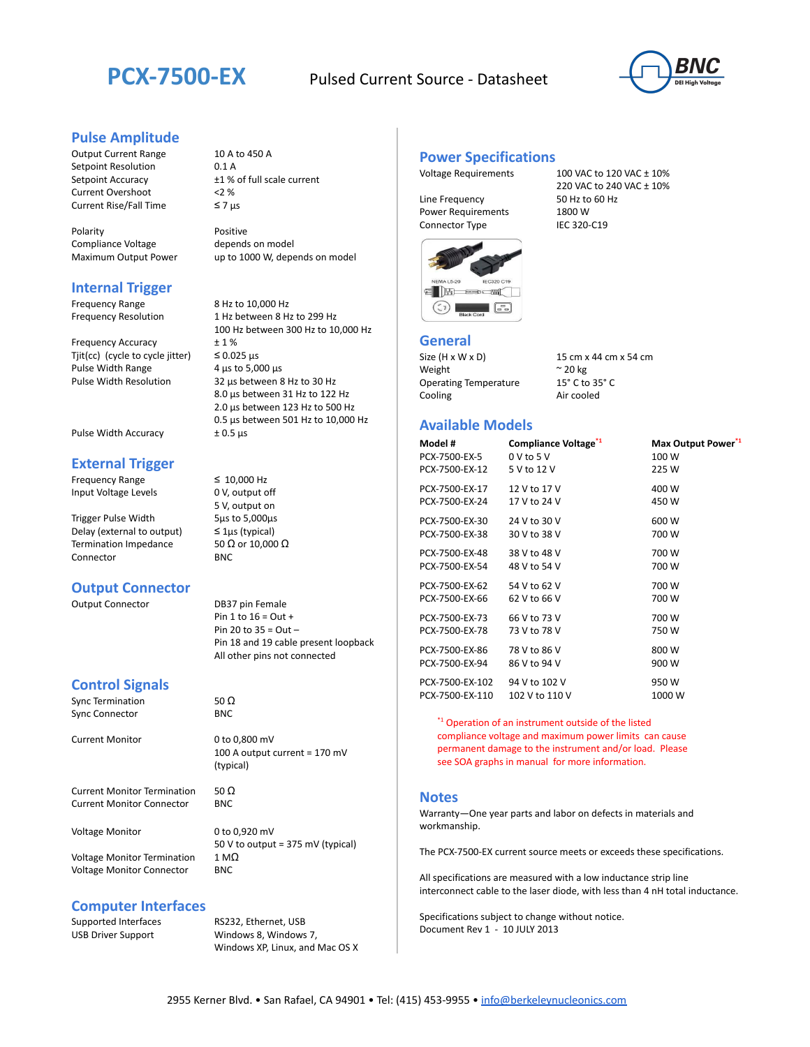# PCX-7500-EX

Pulsed Current Source - Datasheet

## Pulse Amplitude

| | |
|---|---|
| Output Current Range | 10 A to 450 A |
| Setpoint Resolution | 0.1 A |
| Setpoint Accuracy | ±1 % of full scale current |
| Current Overshoot | <2 % |
| Current Rise/Fall Time | ≤ 7 µs |
| Polarity | Positive |
| Compliance Voltage | depends on model |
| Maximum Output Power | up to 1000 W, depends on model |

## Internal Trigger

| | |
|---|---|
| Frequency Range | 8 Hz to 10,000 Hz |
| Frequency Resolution | 1 Hz between 8 Hz to 299 Hz<br>100 Hz between 300 Hz to 10,000 Hz |
| Frequency Accuracy | ± 1 % |
| Tjit(cc) (cycle to cycle jitter) | ≤ 0.025 µs |
| Pulse Width Range | 4 µs to 5,000 µs |
| Pulse Width Resolution | 32 µs between 8 Hz to 30 Hz<br>8.0 µs between 31 Hz to 122 Hz<br>2.0 µs between 123 Hz to 500 Hz<br>0.5 µs between 501 Hz to 10,000 Hz |
| Pulse Width Accuracy | ± 0.5 µs |

## External Trigger

| | |
|---|---|
| Frequency Range | ≤ 10,000 Hz |
| Input Voltage Levels | 0 V, output off<br>5 V, output on |
| Trigger Pulse Width | 5µs to 5,000µs |
| Delay (external to output) | ≤ 1µs (typical) |
| Termination Impedance | 50 Ω or 10,000 Ω |
| Connector | BNC |

## Output Connector

| | |
|---|---|
| Output Connector | DB37 pin Female<br>Pin 1 to 16 = Out +<br>Pin 20 to 35 = Out –<br>Pin 18 and 19 cable present loopback<br>All other pins not connected |

## Control Signals

| | |
|---|---|
| Sync Termination | 50 Ω |
| Sync Connector | BNC |
| Current Monitor | 0 to 0,800 mV<br>100 A output current = 170 mV (typical) |
| Current Monitor Termination | 50 Ω |
| Current Monitor Connector | BNC |
| Voltage Monitor | 0 to 0,920 mV<br>50 V to output = 375 mV (typical) |
| Voltage Monitor Termination | 1 MΩ |
| Voltage Monitor Connector | BNC |

## Computer Interfaces

| | |
|---|---|
| Supported Interfaces | RS232, Ethernet, USB |
| USB Driver Support | Windows 8, Windows 7,<br>Windows XP, Linux, and Mac OS X |

## Power Specifications

| | |
|---|---|
| Voltage Requirements | 100 VAC to 120 VAC ± 10%<br>220 VAC to 240 VAC ± 10% |
| Line Frequency | 50 Hz to 60 Hz |
| Power Requirements | 1800 W |
| Connector Type | IEC 320-C19 |

NEMA L5-20
IEC320 C19
Black Cord

## General

| | |
|---|---|
| Size (H x W x D) | 15 cm x 44 cm x 54 cm |
| Weight | ~ 20 kg |
| Operating Temperature | 15° C to 35° C |
| Cooling | Air cooled |

## Available Models

| Model # | Compliance Voltage[*1] | Max Output Power[*1] |
|---|---|---|
| PCX-7500-EX-5 | 0 V to 5 V | 100 W |
| PCX-7500-EX-12 | 5 V to 12 V | 225 W |
| PCX-7500-EX-17 | 12 V to 17 V | 400 W |
| PCX-7500-EX-24 | 17 V to 24 V | 450 W |
| PCX-7500-EX-30 | 24 V to 30 V | 600 W |
| PCX-7500-EX-38 | 30 V to 38 V | 700 W |
| PCX-7500-EX-48 | 38 V to 48 V | 700 W |
| PCX-7500-EX-54 | 48 V to 54 V | 700 W |
| PCX-7500-EX-62 | 54 V to 62 V | 700 W |
| PCX-7500-EX-66 | 62 V to 66 V | 700 W |
| PCX-7500-EX-73 | 66 V to 73 V | 700 W |
| PCX-7500-EX-78 | 73 V to 78 V | 750 W |
| PCX-7500-EX-86 | 78 V to 86 V | 800 W |
| PCX-7500-EX-94 | 86 V to 94 V | 900 W |
| PCX-7500-EX-102 | 94 V to 102 V | 950 W |
| PCX-7500-EX-110 | 102 V to 110 V | 1000 W |

[*1] Operation of an instrument outside of the listed compliance voltage and maximum power limits can cause permanent damage to the instrument and/or load. Please see SOA graphs in manual for more information.

## Notes

Warranty—One year parts and labor on defects in materials and workmanship.

The PCX-7500-EX current source meets or exceeds these specifications.

All specifications are measured with a low inductance strip line interconnect cable to the laser diode, with less than 4 nH total inductance.

Specifications subject to change without notice.
Document Rev 1 - 10 JULY 2013

2955 Kerner Blvd. • San Rafael, CA 94901 • Tel: (415) 453-9955 • info@berkeleynucleonics.com